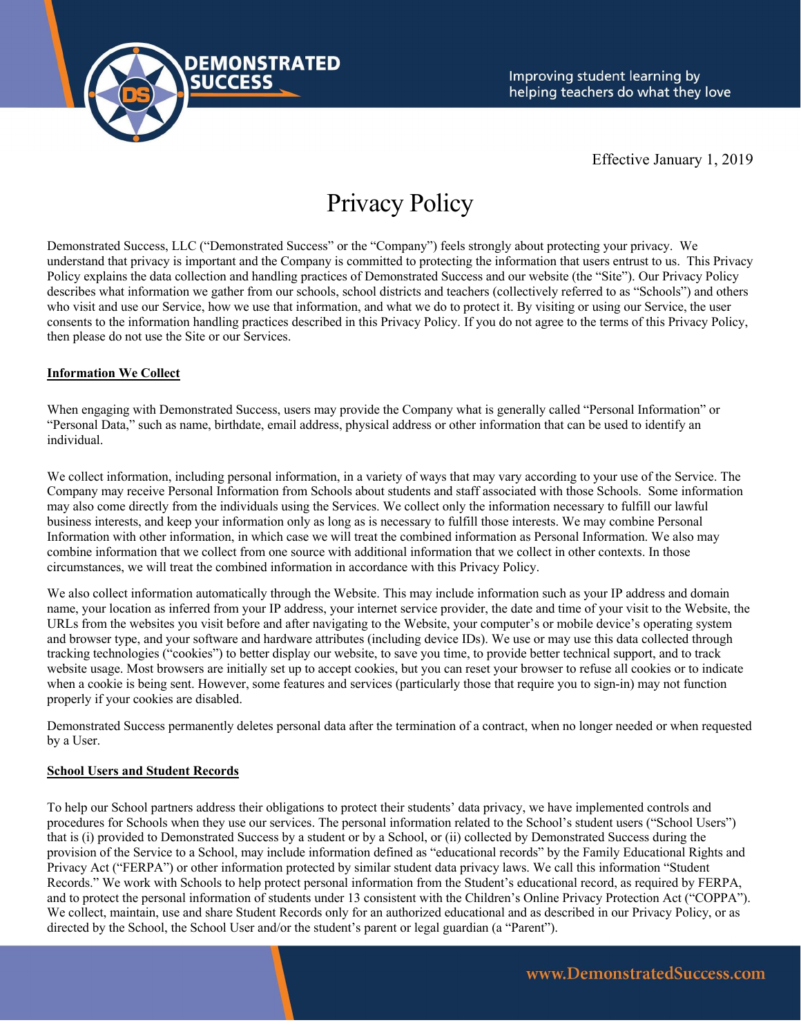Effective January 1, 2019

# Privacy Policy

Demonstrated Success, LLC ("Demonstrated Success" or the "Company") feels strongly about protecting your privacy. We understand that privacy is important and the Company is committed to protecting the information that users entrust to us. This Privacy Policy explains the data collection and handling practices of Demonstrated Success and our website (the "Site"). Our Privacy Policy describes what information we gather from our schools, school districts and teachers (collectively referred to as "Schools") and others who visit and use our Service, how we use that information, and what we do to protect it. By visiting or using our Service, the user consents to the information handling practices described in this Privacy Policy. If you do not agree to the terms of this Privacy Policy, then please do not use the Site or our Services.

## Information We Collect

When engaging with Demonstrated Success, users may provide the Company what is generally called "Personal Information" or "Personal Data," such as name, birthdate, email address, physical address or other information that can be used to identify an individual.

We collect information, including personal information, in a variety of ways that may vary according to your use of the Service. The Company may receive Personal Information from Schools about students and staff associated with those Schools. Some information may also come directly from the individuals using the Services. We collect only the information necessary to fulfill our lawful business interests, and keep your information only as long as is necessary to fulfill those interests. We may combine Personal Information with other information, in which case we will treat the combined information as Personal Information. We also may combine information that we collect from one source with additional information that we collect in other contexts. In those circumstances, we will treat the combined information in accordance with this Privacy Policy.

We also collect information automatically through the Website. This may include information such as your IP address and domain name, your location as inferred from your IP address, your internet service provider, the date and time of your visit to the Website, the URLs from the websites you visit before and after navigating to the Website, your computer's or mobile device's operating system and browser type, and your software and hardware attributes (including device IDs). We use or may use this data collected through tracking technologies ("cookies") to better display our website, to save you time, to provide better technical support, and to track website usage. Most browsers are initially set up to accept cookies, but you can reset your browser to refuse all cookies or to indicate when a cookie is being sent. However, some features and services (particularly those that require you to sign-in) may not function properly if your cookies are disabled.

Demonstrated Success permanently deletes personal data after the termination of a contract, when no longer needed or when requested by a User.

## School Users and Student Records

To help our School partners address their obligations to protect their students' data privacy, we have implemented controls and procedures for Schools when they use our services. The personal information related to the School's student users ("School Users") that is (i) provided to Demonstrated Success by a student or by a School, or (ii) collected by Demonstrated Success during the provision of the Service to a School, may include information defined as "educational records" by the Family Educational Rights and Privacy Act ("FERPA") or other information protected by similar student data privacy laws. We call this information "Student Records." We work with Schools to help protect personal information from the Student's educational record, as required by FERPA, and to protect the personal information of students under 13 consistent with the Children's Online Privacy Protection Act ("COPPA"). We collect, maintain, use and share Student Records only for an authorized educational and as described in our Privacy Policy, or as directed by the School, the School User and/or the student's parent or legal guardian (a "Parent").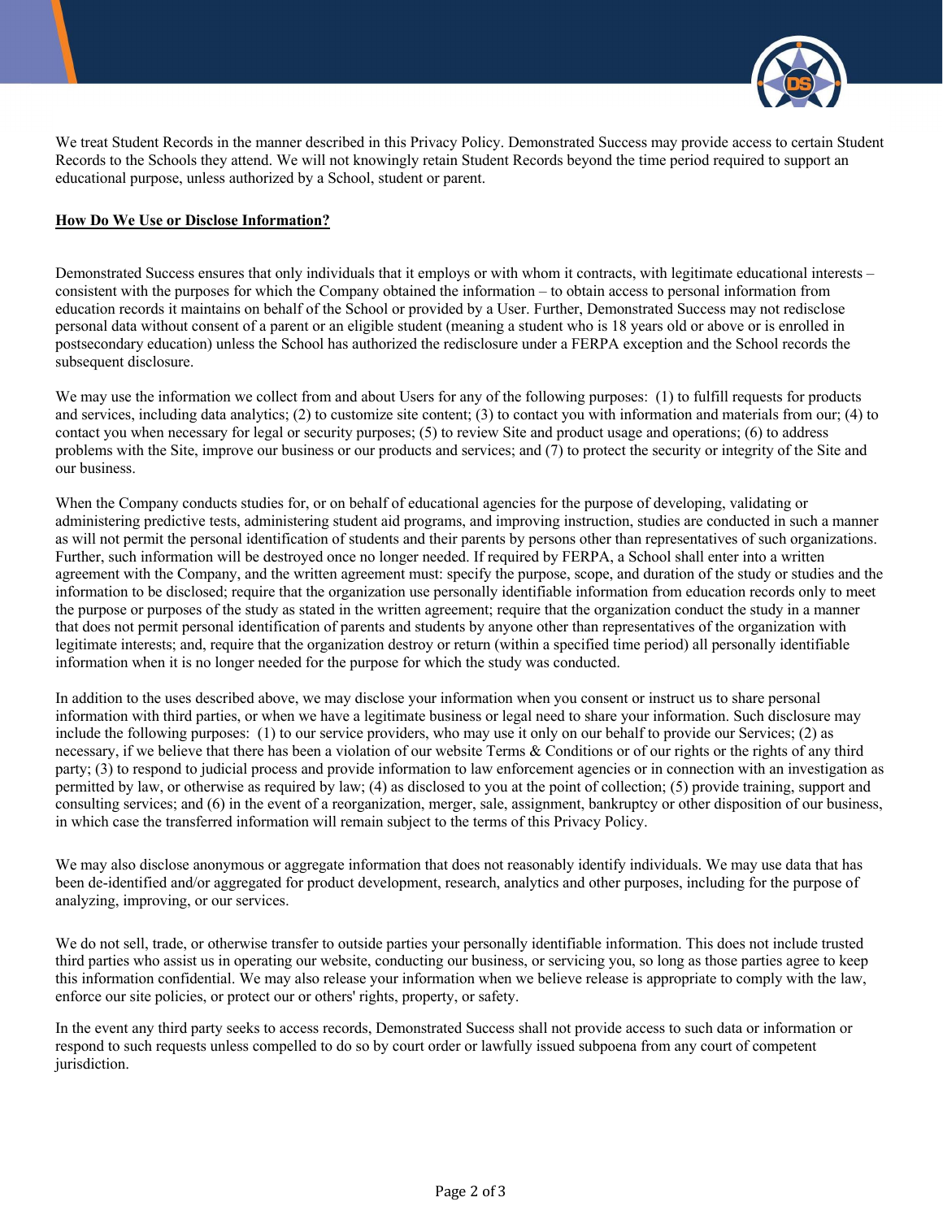We treat Student Records in the manner described in this Privacy Policy. Demonstrated Success may provide access to certain Student Records to the Schools they attend. We will not knowingly retain Student Records beyond the time period required to support an educational purpose, unless authorized by a School, student or parent.

## **How Do We Use or Disclose Information?**

Demonstrated Success ensures that only individuals that it employs or with whom it contracts, with legitimate educational interests – consistent with the purposes for which the Company obtained the information – to obtain access to personal information from education records it maintains on behalf of the School or provided by a User. Further, Demonstrated Success may not redisclose personal data without consent of a parent or an eligible student (meaning a student who is 18 years old or above or is enrolled in postsecondary education) unless the School has authorized the redisclosure under a FERPA exception and the School records the subsequent disclosure.

We may use the information we collect from and about Users for any of the following purposes: (1) to fulfill requests for products and services, including data analytics; (2) to customize site content; (3) to contact you with information and materials from our; (4) to contact you when necessary for legal or security purposes; (5) to review Site and product usage and operations; (6) to address problems with the Site, improve our business or our products and services; and (7) to protect the security or integrity of the Site and our business.

When the Company conducts studies for, or on behalf of educational agencies for the purpose of developing, validating or administering predictive tests, administering student aid programs, and improving instruction, studies are conducted in such a manner as will not permit the personal identification of students and their parents by persons other than representatives of such organizations. Further, such information will be destroyed once no longer needed. If required by FERPA, a School shall enter into a written agreement with the Company, and the written agreement must: specify the purpose, scope, and duration of the study or studies and the information to be disclosed; require that the organization use personally identifiable information from education records only to meet the purpose or purposes of the study as stated in the written agreement; require that the organization conduct the study in a manner that does not permit personal identification of parents and students by anyone other than representatives of the organization with legitimate interests; and, require that the organization destroy or return (within a specified time period) all personally identifiable information when it is no longer needed for the purpose for which the study was conducted.

In addition to the uses described above, we may disclose your information when you consent or instruct us to share personal information with third parties, or when we have a legitimate business or legal need to share your information. Such disclosure may include the following purposes: (1) to our service providers, who may use it only on our behalf to provide our Services; (2) as necessary, if we believe that there has been a violation of our website Terms & Conditions or of our rights or the rights of any third party; (3) to respond to judicial process and provide information to law enforcement agencies or in connection with an investigation as permitted by law, or otherwise as required by law; (4) as disclosed to you at the point of collection; (5) provide training, support and consulting services; and (6) in the event of a reorganization, merger, sale, assignment, bankruptcy or other disposition of our business, in which case the transferred information will remain subject to the terms of this Privacy Policy.

We may also disclose anonymous or aggregate information that does not reasonably identify individuals. We may use data that has been de-identified and/or aggregated for product development, research, analytics and other purposes, including for the purpose of analyzing, improving, or our services.

We do not sell, trade, or otherwise transfer to outside parties your personally identifiable information. This does not include trusted third parties who assist us in operating our website, conducting our business, or servicing you, so long as those parties agree to keep this information confidential. We may also release your information when we believe release is appropriate to comply with the law, enforce our site policies, or protect our or others' rights, property, or safety.

In the event any third party seeks to access records, Demonstrated Success shall not provide access to such data or information or respond to such requests unless compelled to do so by court order or lawfully issued subpoena from any court of competent jurisdiction.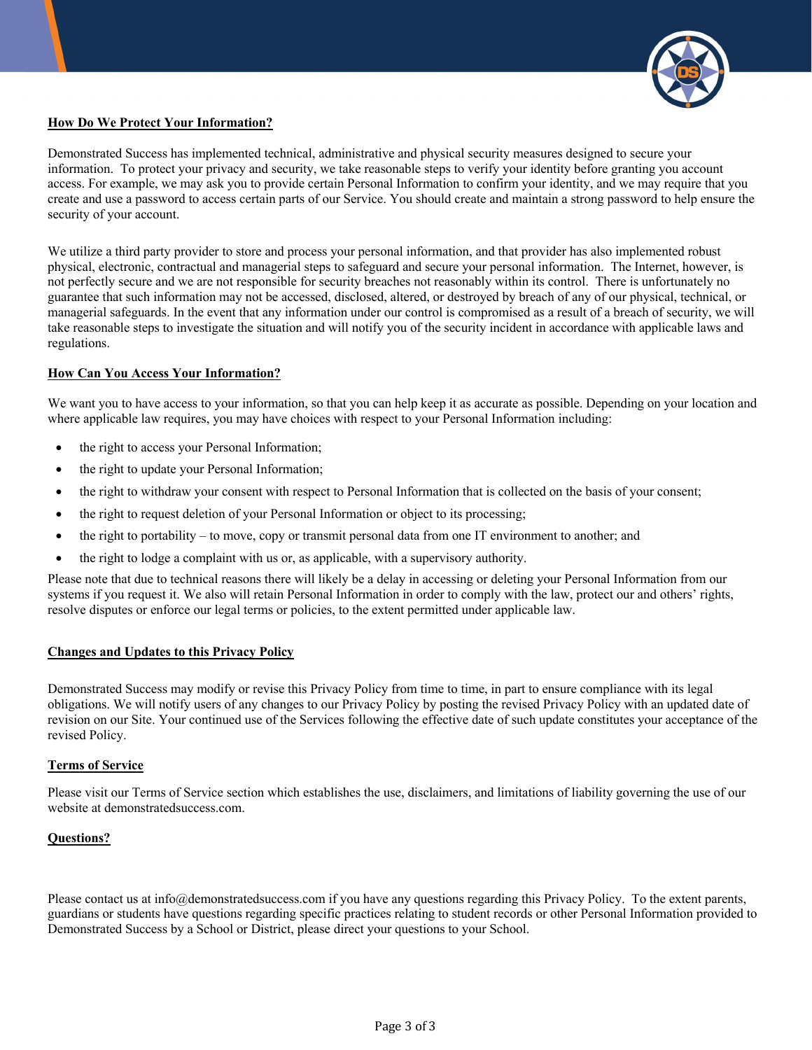## How Do We Protect Your Information?

Demonstrated Success has implemented technical, administrative and physical security measures designed to secure your information. To protect your privacy and security, we take reasonable steps to verify your identity before granting you account access. For example, we may ask you to provide certain Personal Information to confirm your identity, and we may require that you create and use a password to access certain parts of our Service. You should create and maintain a strong password to help ensure the security of your account.

We utilize a third party provider to store and process your personal information, and that provider has also implemented robust physical, electronic, contractual and managerial steps to safeguard and secure your personal information. The Internet, however, is not perfectly secure and we are not responsible for security breaches not reasonably within its control. There is unfortunately no guarantee that such information may not be accessed, disclosed, altered, or destroyed by breach of any of our physical, technical, or managerial safeguards. In the event that any information under our control is compromised as a result of a breach of security, we will take reasonable steps to investigate the situation and will notify you of the security incident in accordance with applicable laws and regulations.

## How Can You Access Your Information?

We want you to have access to your information, so that you can help keep it as accurate as possible. Depending on your location and where applicable law requires, you may have choices with respect to your Personal Information including:

- the right to access your Personal Information;
- the right to update your Personal Information;
- the right to withdraw your consent with respect to Personal Information that is collected on the basis of your consent;
- the right to request deletion of your Personal Information or object to its processing;
- the right to portability – to move, copy or transmit personal data from one IT environment to another; and
- the right to lodge a complaint with us or, as applicable, with a supervisory authority.

Please note that due to technical reasons there will likely be a delay in accessing or deleting your Personal Information from our systems if you request it. We also will retain Personal Information in order to comply with the law, protect our and others' rights, resolve disputes or enforce our legal terms or policies, to the extent permitted under applicable law.

## Changes and Updates to this Privacy Policy

Demonstrated Success may modify or revise this Privacy Policy from time to time, in part to ensure compliance with its legal obligations. We will notify users of any changes to our Privacy Policy by posting the revised Privacy Policy with an updated date of revision on our Site. Your continued use of the Services following the effective date of such update constitutes your acceptance of the revised Policy.

## Terms of Service

Please visit our Terms of Service section which establishes the use, disclaimers, and limitations of liability governing the use of our website at demonstratedsuccess.com.

## Questions?

Please contact us at info@demonstratedsuccess.com if you have any questions regarding this Privacy Policy. To the extent parents, guardians or students have questions regarding specific practices relating to student records or other Personal Information provided to Demonstrated Success by a School or District, please direct your questions to your School.